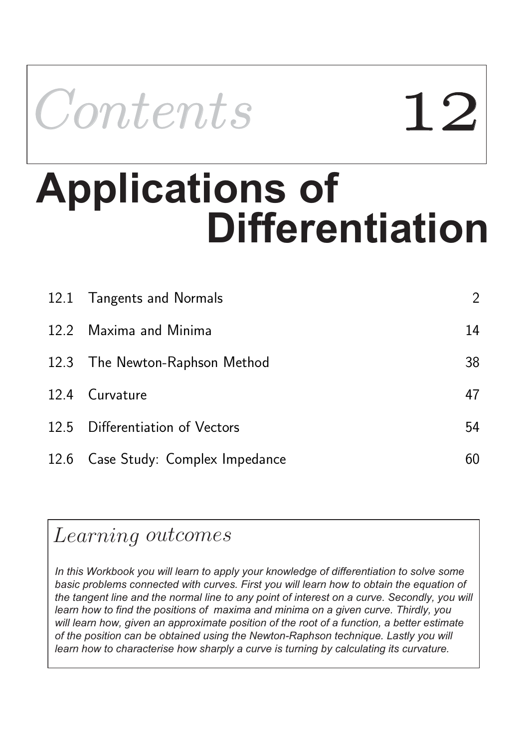# *Contents* 12

# Applications of Differentiation

| | | |
|---|---|---|
| 12.1 | Tangents and Normals | 2 |
| 12.2 | Maxima and Minima | 14 |
| 12.3 | The Newton-Raphson Method | 38 |
| 12.4 | Curvature | 47 |
| 12.5 | Differentiation of Vectors | 54 |
| 12.6 | Case Study: Complex Impedance | 60 |

## *Learning outcomes*

*In this Workbook you will learn to apply your knowledge of differentiation to solve some basic problems connected with curves. First you will learn how to obtain the equation of the tangent line and the normal line to any point of interest on a curve. Secondly, you will learn how to find the positions of maxima and minima on a given curve. Thirdly, you will learn how, given an approximate position of the root of a function, a better estimate of the position can be obtained using the Newton-Raphson technique. Lastly you will learn how to characterise how sharply a curve is turning by calculating its curvature.*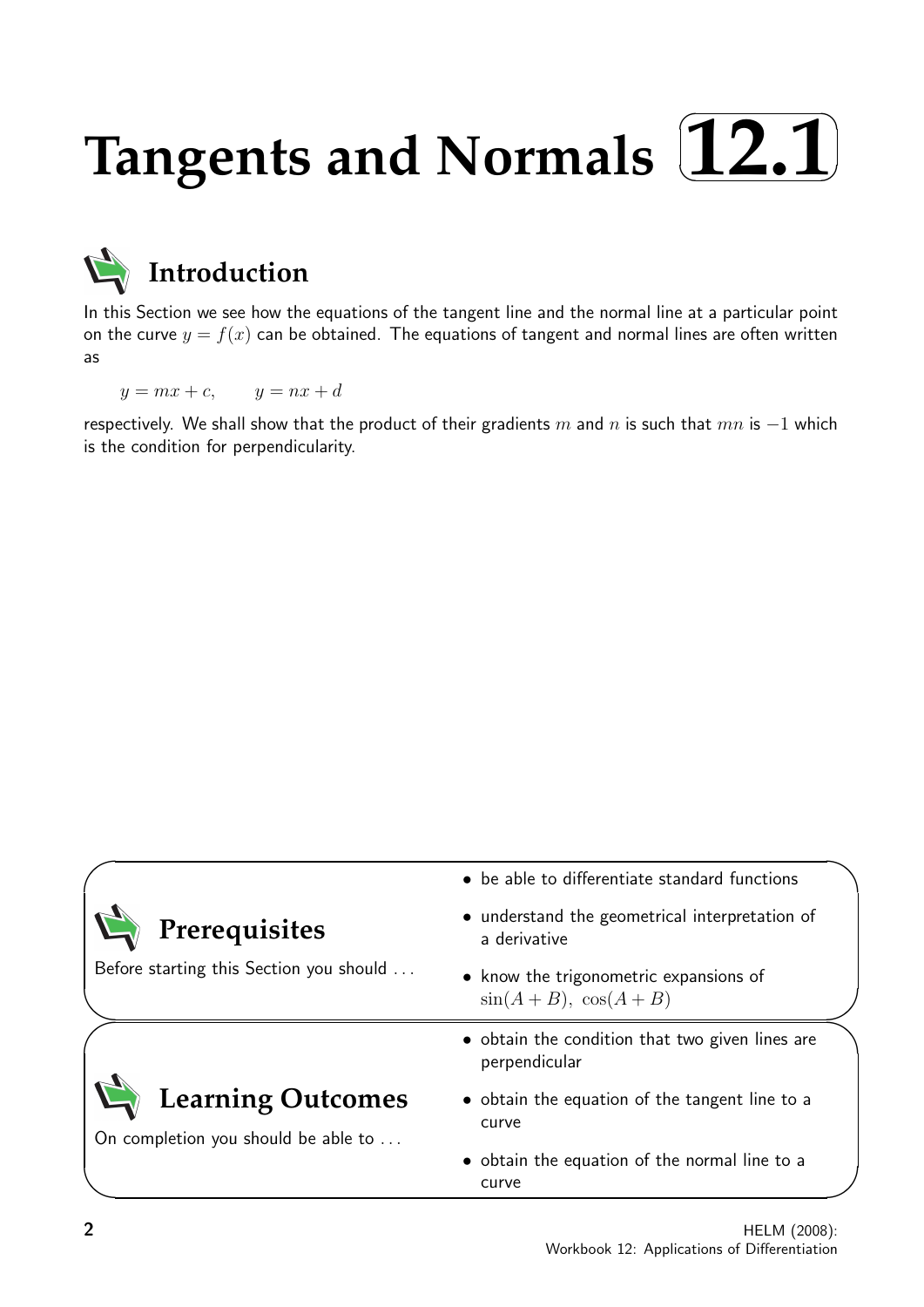# Tangents and Normals 12.1

## Introduction

In this Section we see how the equations of the tangent line and the normal line at a particular point on the curve $y = f(x)$ can be obtained. The equations of tangent and normal lines are often written as

$$y = mx + c, \qquad y = nx + d$$

respectively. We shall show that the product of their gradients $m$ and $n$ is such that $mn$ is $-1$ which is the condition for perpendicularity.

## Prerequisites

Before starting this Section you should ...

- be able to differentiate standard functions
- understand the geometrical interpretation of a derivative
- know the trigonometric expansions of $\sin(A + B),\ \cos(A + B)$

## Learning Outcomes

On completion you should be able to ...

- obtain the condition that two given lines are perpendicular
- obtain the equation of the tangent line to a curve
- obtain the equation of the normal line to a curve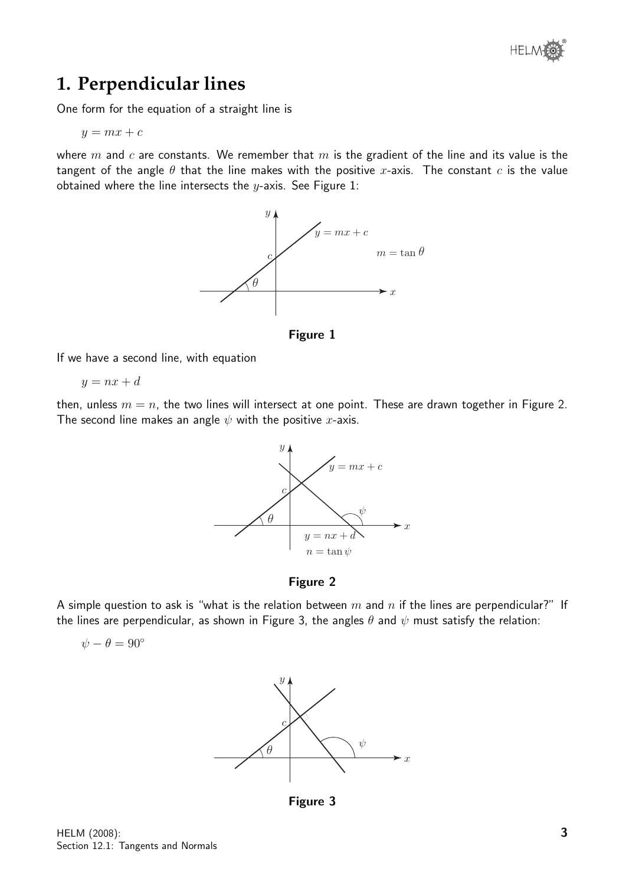## 1. Perpendicular lines

One form for the equation of a straight line is

$$y = mx + c$$

where $m$ and $c$ are constants. We remember that $m$ is the gradient of the line and its value is the tangent of the angle $\theta$ that the line makes with the positive $x$-axis. The constant $c$ is the value obtained where the line intersects the $y$-axis. See Figure 1:

**Figure 1**

If we have a second line, with equation

$$y = nx + d$$

then, unless $m = n$, the two lines will intersect at one point. These are drawn together in Figure 2. The second line makes an angle $\psi$ with the positive $x$-axis.

**Figure 2**

A simple question to ask is "what is the relation between $m$ and $n$ if the lines are perpendicular?" If the lines are perpendicular, as shown in Figure 3, the angles $\theta$ and $\psi$ must satisfy the relation:

$$\psi - \theta = 90^\circ$$

**Figure 3**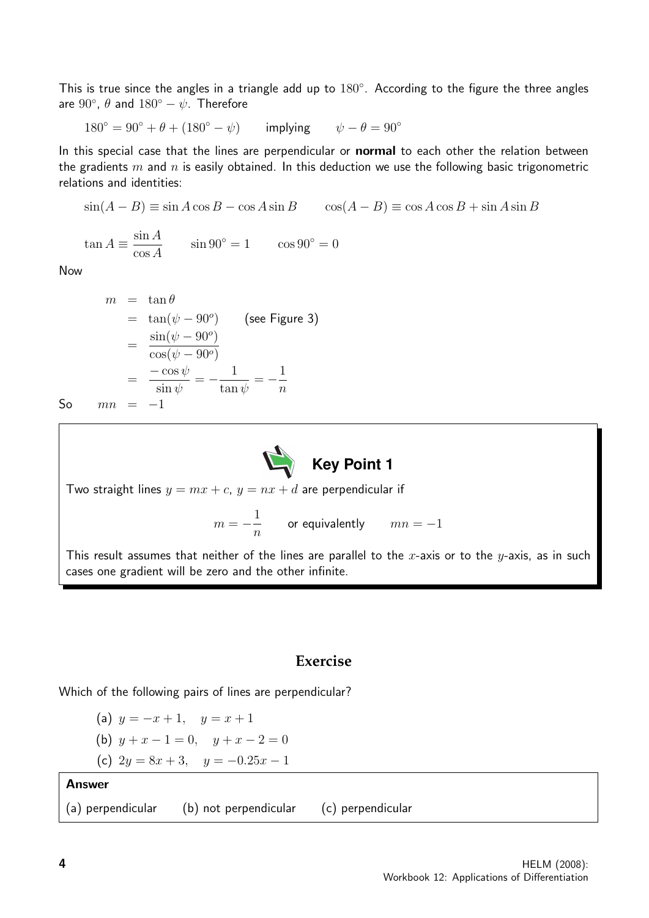This is true since the angles in a triangle add up to $180^\circ$. According to the figure the three angles are $90^\circ$, $\theta$ and $180^\circ - \psi$. Therefore

$$180^\circ = 90^\circ + \theta + (180^\circ - \psi) \qquad \text{implying} \qquad \psi - \theta = 90^\circ$$

In this special case that the lines are perpendicular or **normal** to each other the relation between the gradients $m$ and $n$ is easily obtained. In this deduction we use the following basic trigonometric relations and identities:

$$\sin(A - B) \equiv \sin A \cos B - \cos A \sin B \qquad \cos(A - B) \equiv \cos A \cos B + \sin A \sin B$$

$$\tan A \equiv \frac{\sin A}{\cos A} \qquad \sin 90^\circ = 1 \qquad \cos 90^\circ = 0$$

Now

$$\begin{aligned}
m &= \tan\theta \\
&= \tan(\psi - 90^o) \qquad \text{(see Figure 3)} \\
&= \frac{\sin(\psi - 90^o)}{\cos(\psi - 90^o)} \\
&= \frac{-\cos\psi}{\sin\psi} = -\frac{1}{\tan\psi} = -\frac{1}{n}
\end{aligned}$$

So $\quad mn = -1$

**Key Point 1**

Two straight lines $y = mx + c$, $y = nx + d$ are perpendicular if

$$m = -\frac{1}{n} \qquad \text{or equivalently} \qquad mn = -1$$

This result assumes that neither of the lines are parallel to the $x$-axis or to the $y$-axis, as in such cases one gradient will be zero and the other infinite.

## Exercise

Which of the following pairs of lines are perpendicular?

(a) $y = -x + 1, \quad y = x + 1$

(b) $y + x - 1 = 0, \quad y + x - 2 = 0$

(c) $2y = 8x + 3, \quad y = -0.25x - 1$

**Answer**

(a) perpendicular (b) not perpendicular (c) perpendicular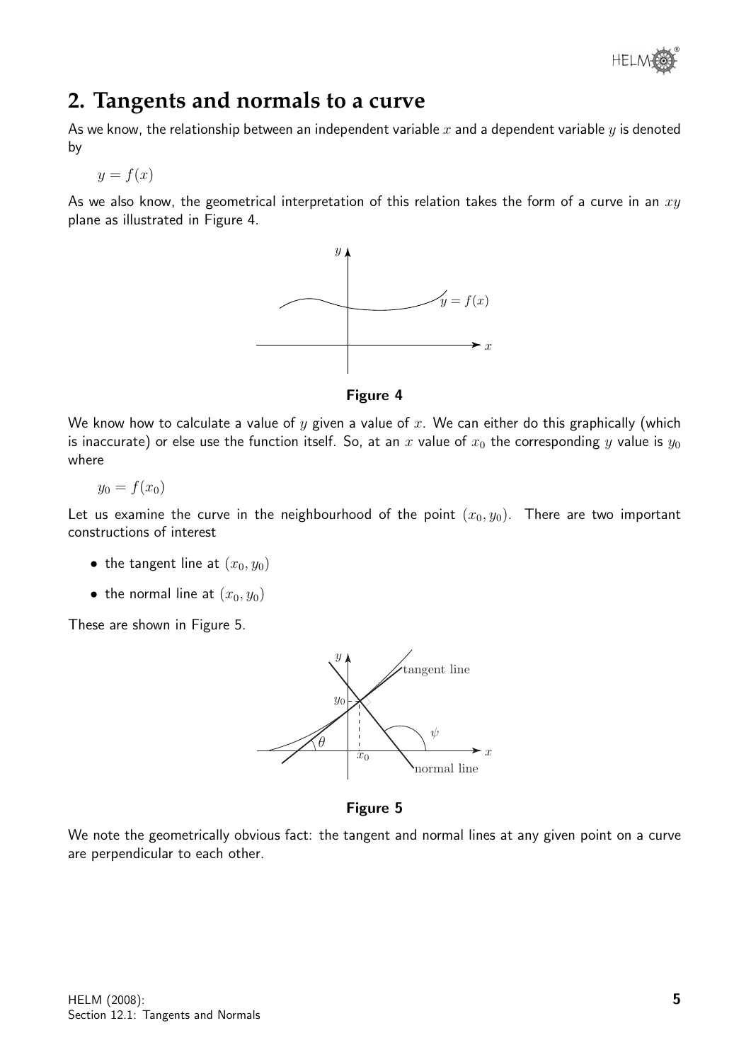## 2. Tangents and normals to a curve

As we know, the relationship between an independent variable $x$ and a dependent variable $y$ is denoted by

$$y = f(x)$$

As we also know, the geometrical interpretation of this relation takes the form of a curve in an $xy$ plane as illustrated in Figure 4.

**Figure 4**

We know how to calculate a value of $y$ given a value of $x$. We can either do this graphically (which is inaccurate) or else use the function itself. So, at an $x$ value of $x_0$ the corresponding $y$ value is $y_0$ where

$$y_0 = f(x_0)$$

Let us examine the curve in the neighbourhood of the point $(x_0, y_0)$. There are two important constructions of interest

- the tangent line at $(x_0, y_0)$
- the normal line at $(x_0, y_0)$

These are shown in Figure 5.

**Figure 5**

We note the geometrically obvious fact: the tangent and normal lines at any given point on a curve are perpendicular to each other.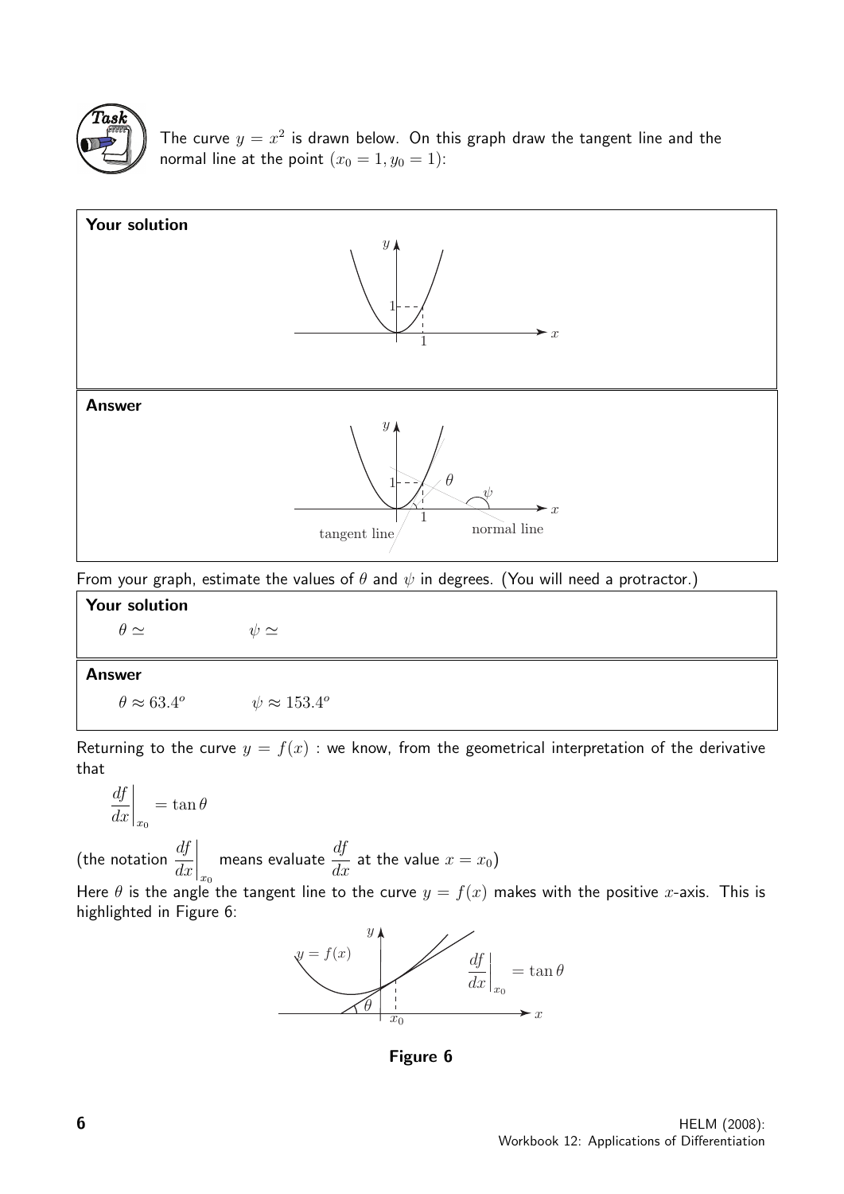**Task**

The curve $y = x^2$ is drawn below. On this graph draw the tangent line and the normal line at the point $(x_0 = 1, y_0 = 1)$:

**Your solution**

**Answer**

From your graph, estimate the values of $\theta$ and $\psi$ in degrees. (You will need a protractor.)

**Your solution**

$\theta \simeq$ $\qquad\qquad$ $\psi \simeq$

**Answer**

$\theta \approx 63.4^o$ $\qquad\qquad$ $\psi \approx 153.4^o$

Returning to the curve $y = f(x)$ : we know, from the geometrical interpretation of the derivative that

$$\left.\frac{df}{dx}\right|_{x_0} = \tan\theta$$

(the notation $\left.\dfrac{df}{dx}\right|_{x_0}$ means evaluate $\dfrac{df}{dx}$ at the value $x = x_0$)

Here $\theta$ is the angle the tangent line to the curve $y = f(x)$ makes with the positive $x$-axis. This is highlighted in Figure 6:

**Figure 6**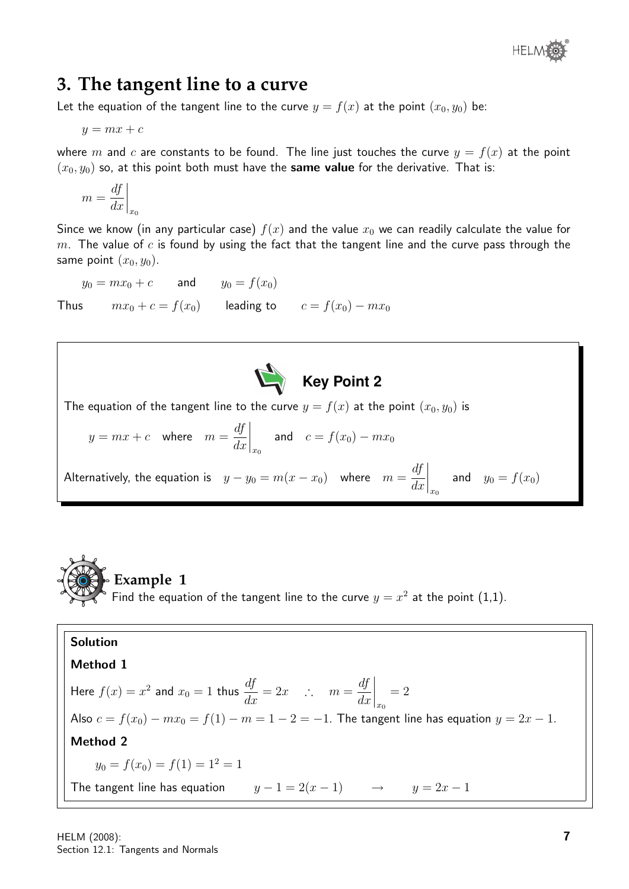## 3. The tangent line to a curve

Let the equation of the tangent line to the curve $y = f(x)$ at the point $(x_0, y_0)$ be:

$$y = mx + c$$

where $m$ and $c$ are constants to be found. The line just touches the curve $y = f(x)$ at the point $(x_0, y_0)$ so, at this point both must have the **same value** for the derivative. That is:

$$m = \left.\frac{df}{dx}\right|_{x_0}$$

Since we know (in any particular case) $f(x)$ and the value $x_0$ we can readily calculate the value for $m$. The value of $c$ is found by using the fact that the tangent line and the curve pass through the same point $(x_0, y_0)$.

$$y_0 = mx_0 + c \qquad \text{and} \qquad y_0 = f(x_0)$$

Thus $\qquad mx_0 + c = f(x_0) \qquad$ leading to $\qquad c = f(x_0) - mx_0$

**Key Point 2**

The equation of the tangent line to the curve $y = f(x)$ at the point $(x_0, y_0)$ is

$$y = mx + c \quad \text{where} \quad m = \left.\frac{df}{dx}\right|_{x_0} \quad \text{and} \quad c = f(x_0) - mx_0$$

Alternatively, the equation is $\; y - y_0 = m(x - x_0) \;$ where $\; m = \left.\dfrac{df}{dx}\right|_{x_0} \;$ and $\; y_0 = f(x_0)$

### Example 1

Find the equation of the tangent line to the curve $y = x^2$ at the point (1,1).

**Solution**

**Method 1**

Here $f(x) = x^2$ and $x_0 = 1$ thus $\dfrac{df}{dx} = 2x \quad \therefore \quad m = \left.\dfrac{df}{dx}\right|_{x_0} = 2$

Also $c = f(x_0) - mx_0 = f(1) - m = 1 - 2 = -1$. The tangent line has equation $y = 2x - 1$.

**Method 2**

$$y_0 = f(x_0) = f(1) = 1^2 = 1$$

The tangent line has equation $\qquad y - 1 = 2(x - 1) \qquad \rightarrow \qquad y = 2x - 1$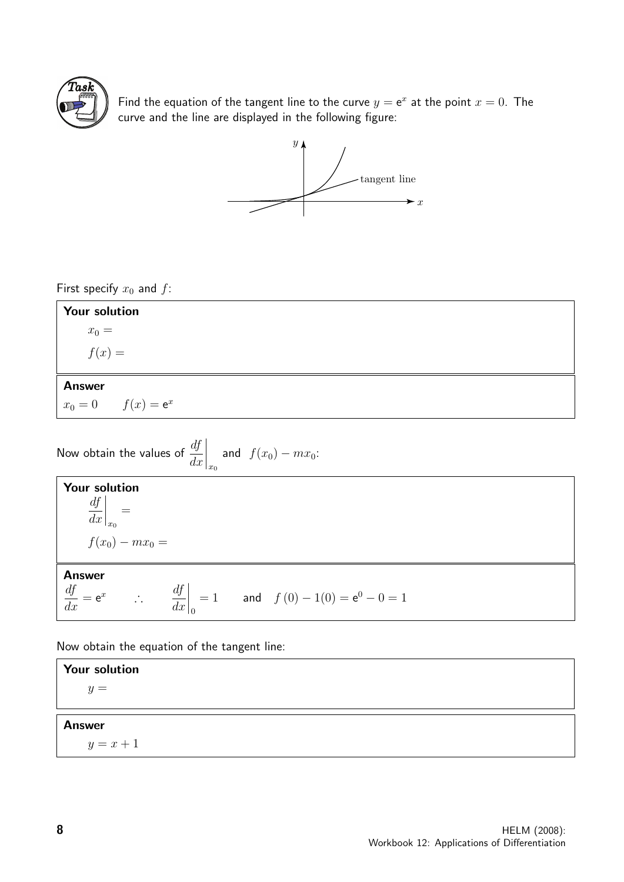**Task**

Find the equation of the tangent line to the curve $y = e^x$ at the point $x = 0$. The curve and the line are displayed in the following figure:

First specify $x_0$ and $f$:

**Your solution**

$x_0 =$

$f(x) =$

**Answer**

$x_0 = 0 \qquad f(x) = e^x$

Now obtain the values of $\left.\dfrac{df}{dx}\right|_{x_0}$ and $f(x_0) - mx_0$:

**Your solution**

$\left.\dfrac{df}{dx}\right|_{x_0} =$

$f(x_0) - mx_0 =$

**Answer**

$\dfrac{df}{dx} = e^x \qquad \therefore \qquad \left.\dfrac{df}{dx}\right|_{0} = 1 \qquad$ and $\quad f(0) - 1(0) = e^0 - 0 = 1$

Now obtain the equation of the tangent line:

**Your solution**

$y =$

**Answer**

$y = x + 1$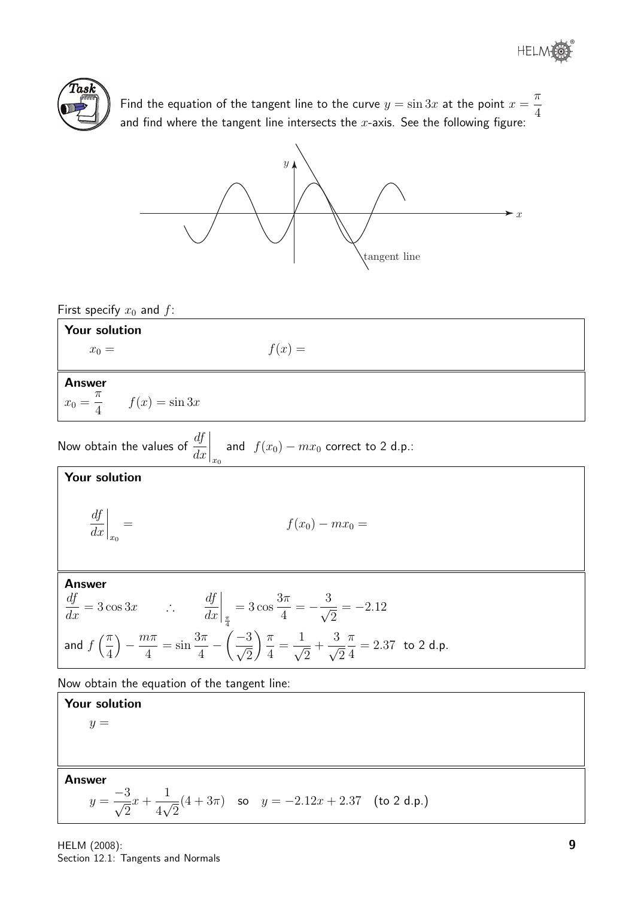**Task**

Find the equation of the tangent line to the curve $y = \sin 3x$ at the point $x = \frac{\pi}{4}$ and find where the tangent line intersects the $x$-axis. See the following figure:

First specify $x_0$ and $f$:

**Your solution**

$x_0 =$ $\qquad\qquad\qquad$ $f(x) =$

**Answer**

$x_0 = \frac{\pi}{4} \qquad f(x) = \sin 3x$

Now obtain the values of $\left.\frac{df}{dx}\right|_{x_0}$ and $f(x_0) - mx_0$ correct to 2 d.p.:

**Your solution**

$\left.\frac{df}{dx}\right|_{x_0} =$ $\qquad\qquad\qquad$ $f(x_0) - mx_0 =$

**Answer**

$\frac{df}{dx} = 3\cos 3x \qquad \therefore \qquad \left.\frac{df}{dx}\right|_{\frac{\pi}{4}} = 3\cos\frac{3\pi}{4} = -\frac{3}{\sqrt{2}} = -2.12$

and $f\left(\frac{\pi}{4}\right) - \frac{m\pi}{4} = \sin\frac{3\pi}{4} - \left(\frac{-3}{\sqrt{2}}\right)\frac{\pi}{4} = \frac{1}{\sqrt{2}} + \frac{3}{\sqrt{2}}\frac{\pi}{4} = 2.37$ to 2 d.p.

Now obtain the equation of the tangent line:

**Your solution**

$y =$

**Answer**

$$y = \frac{-3}{\sqrt{2}}x + \frac{1}{4\sqrt{2}}(4 + 3\pi) \quad \text{so} \quad y = -2.12x + 2.37 \quad \text{(to 2 d.p.)}$$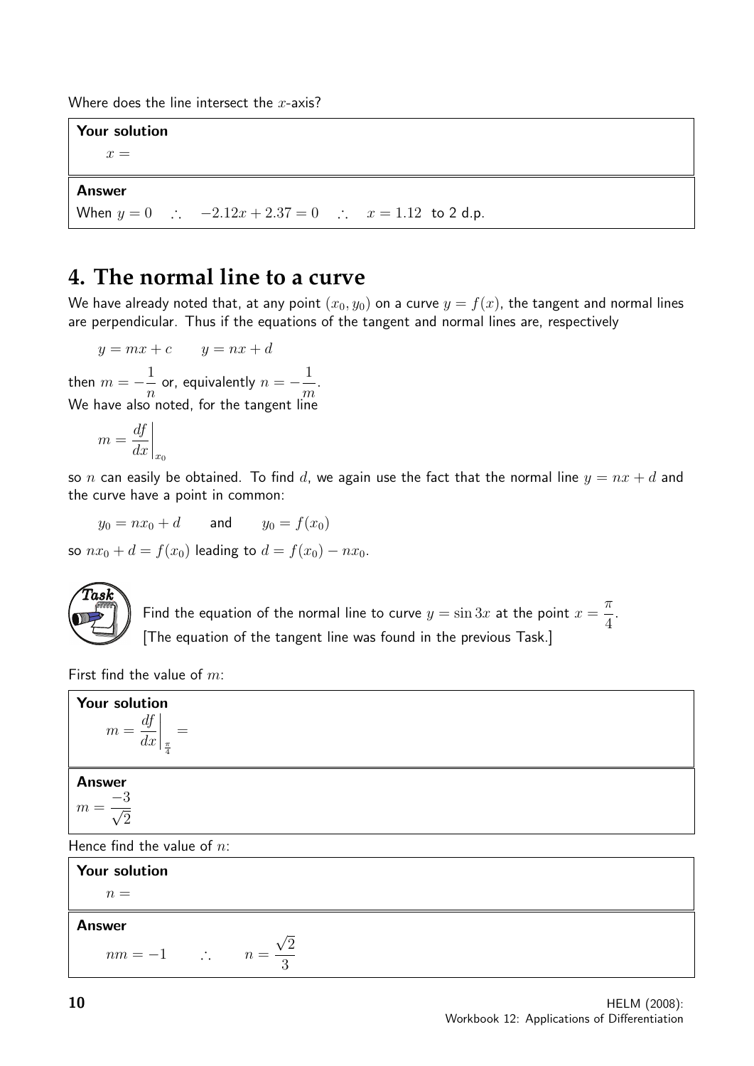Where does the line intersect the $x$-axis?

**Your solution**

$x =$

**Answer**

When $y = 0 \quad \therefore \quad -2.12x + 2.37 = 0 \quad \therefore \quad x = 1.12$ to 2 d.p.

## 4. The normal line to a curve

We have already noted that, at any point $(x_0, y_0)$ on a curve $y = f(x)$, the tangent and normal lines are perpendicular. Thus if the equations of the tangent and normal lines are, respectively

$$y = mx + c \qquad y = nx + d$$

then $m = -\dfrac{1}{n}$ or, equivalently $n = -\dfrac{1}{m}$.

We have also noted, for the tangent line

$$m = \left.\frac{df}{dx}\right|_{x_0}$$

so $n$ can easily be obtained. To find $d$, we again use the fact that the normal line $y = nx + d$ and the curve have a point in common:

$$y_0 = nx_0 + d \qquad \text{and} \qquad y_0 = f(x_0)$$

so $nx_0 + d = f(x_0)$ leading to $d = f(x_0) - nx_0$.

**Task**

Find the equation of the normal line to curve $y = \sin 3x$ at the point $x = \dfrac{\pi}{4}$.

[The equation of the tangent line was found in the previous Task.]

First find the value of $m$:

**Your solution**

$m = \left.\dfrac{df}{dx}\right|_{\frac{\pi}{4}} =$

**Answer**

$m = \dfrac{-3}{\sqrt{2}}$

Hence find the value of $n$:

**Your solution**

$n =$

**Answer**

$nm = -1 \qquad \therefore \qquad n = \dfrac{\sqrt{2}}{3}$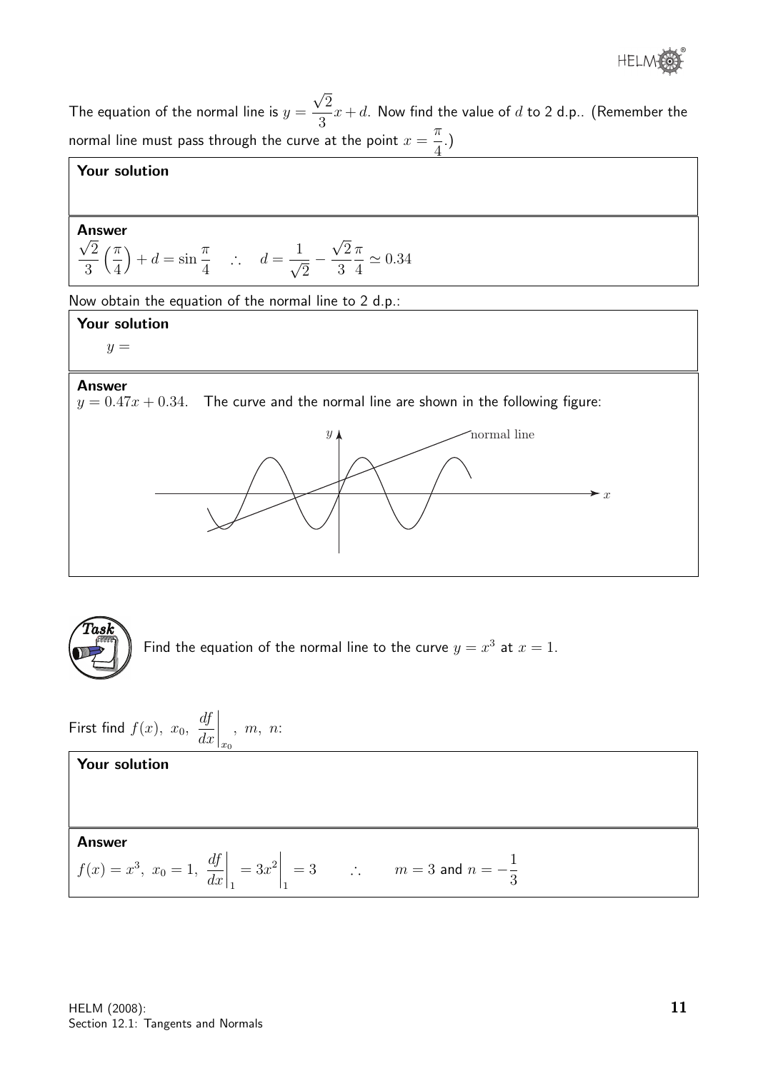The equation of the normal line is $y = \dfrac{\sqrt{2}}{3}x + d$. Now find the value of $d$ to 2 d.p.. (Remember the normal line must pass through the curve at the point $x = \dfrac{\pi}{4}$.)

**Your solution**

**Answer**

$\dfrac{\sqrt{2}}{3}\left(\dfrac{\pi}{4}\right) + d = \sin\dfrac{\pi}{4} \quad \therefore \quad d = \dfrac{1}{\sqrt{2}} - \dfrac{\sqrt{2}}{3}\dfrac{\pi}{4} \simeq 0.34$

Now obtain the equation of the normal line to 2 d.p.:

**Your solution**

$y =$

**Answer**

$y = 0.47x + 0.34$. The curve and the normal line are shown in the following figure:

**Task**

Find the equation of the normal line to the curve $y = x^3$ at $x = 1$.

First find $f(x),\ x_0,\ \left.\dfrac{df}{dx}\right|_{x_0},\ m,\ n$:

**Your solution**

**Answer**

$f(x) = x^3,\ x_0 = 1,\ \left.\dfrac{df}{dx}\right|_1 = \left.3x^2\right|_1 = 3 \qquad \therefore \qquad m = 3$ and $n = -\dfrac{1}{3}$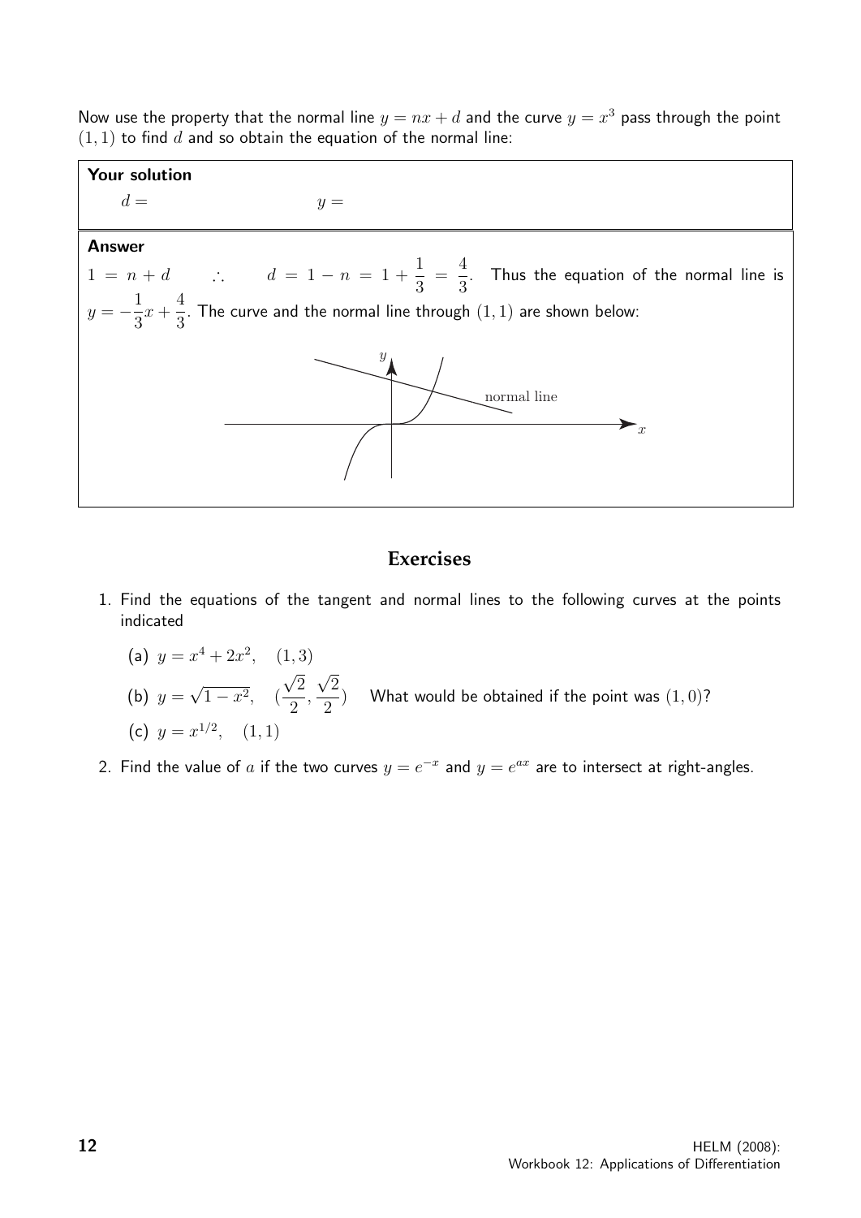Now use the property that the normal line $y = nx + d$ and the curve $y = x^3$ pass through the point $(1, 1)$ to find $d$ and so obtain the equation of the normal line:

**Your solution**

$d =$ $\qquad\qquad\qquad$ $y =$

**Answer**

$1 = n + d \qquad \therefore \qquad d = 1 - n = 1 + \dfrac{1}{3} = \dfrac{4}{3}$. Thus the equation of the normal line is $y = -\dfrac{1}{3}x + \dfrac{4}{3}$. The curve and the normal line through $(1, 1)$ are shown below:

## Exercises

1. Find the equations of the tangent and normal lines to the following curves at the points indicated

   (a) $y = x^4 + 2x^2, \quad (1, 3)$

   (b) $y = \sqrt{1 - x^2}, \quad (\dfrac{\sqrt{2}}{2}, \dfrac{\sqrt{2}}{2})$ $\quad$ What would be obtained if the point was $(1, 0)$?

   (c) $y = x^{1/2}, \quad (1, 1)$

2. Find the value of $a$ if the two curves $y = e^{-x}$ and $y = e^{ax}$ are to intersect at right-angles.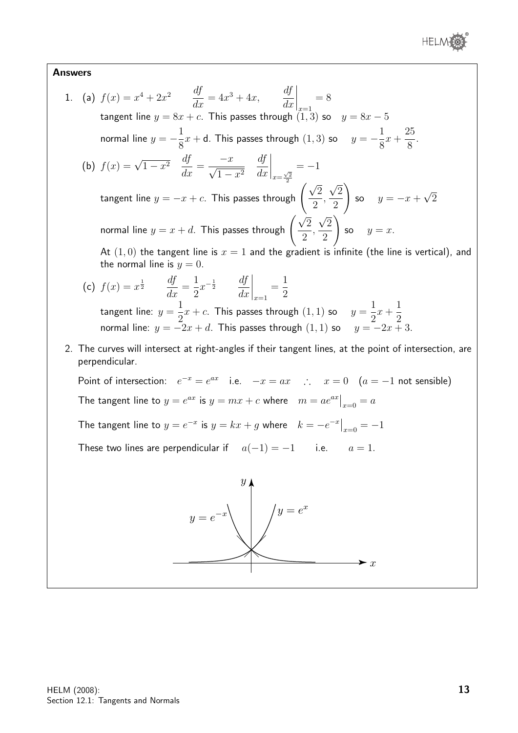**Answers**

1. (a) $f(x) = x^4 + 2x^2 \qquad \dfrac{df}{dx} = 4x^3 + 4x, \qquad \left.\dfrac{df}{dx}\right|_{x=1} = 8$

   tangent line $y = 8x + c$. This passes through $(1, 3)$ so $\quad y = 8x - 5$

   normal line $y = -\dfrac{1}{8}x + \mathsf{d}$. This passes through $(1, 3)$ so $\quad y = -\dfrac{1}{8}x + \dfrac{25}{8}$.

   (b) $f(x) = \sqrt{1 - x^2} \quad \dfrac{df}{dx} = \dfrac{-x}{\sqrt{1 - x^2}} \quad \left.\dfrac{df}{dx}\right|_{x=\frac{\sqrt{2}}{2}} = -1$

   tangent line $y = -x + c$. This passes through $\left(\dfrac{\sqrt{2}}{2}, \dfrac{\sqrt{2}}{2}\right)$ so $\quad y = -x + \sqrt{2}$

   normal line $y = x + d$. This passes through $\left(\dfrac{\sqrt{2}}{2}, \dfrac{\sqrt{2}}{2}\right)$ so $\quad y = x$.

   At $(1, 0)$ the tangent line is $x = 1$ and the gradient is infinite (the line is vertical), and the normal line is $y = 0$.

   (c) $f(x) = x^{\frac{1}{2}} \qquad \dfrac{df}{dx} = \dfrac{1}{2}x^{-\frac{1}{2}} \qquad \left.\dfrac{df}{dx}\right|_{x=1} = \dfrac{1}{2}$

   tangent line: $y = \dfrac{1}{2}x + c$. This passes through $(1, 1)$ so $\quad y = \dfrac{1}{2}x + \dfrac{1}{2}$

   normal line: $y = -2x + d$. This passes through $(1, 1)$ so $\quad y = -2x + 3$.

2. The curves will intersect at right-angles if their tangent lines, at the point of intersection, are perpendicular.

   Point of intersection: $\quad e^{-x} = e^{ax} \quad$ i.e. $\quad -x = ax \quad \therefore \quad x = 0 \quad (a = -1$ not sensible)

   The tangent line to $y = e^{ax}$ is $y = mx + c$ where $\quad m = \left.ae^{ax}\right|_{x=0} = a$

   The tangent line to $y = e^{-x}$ is $y = kx + g$ where $\quad k = \left.-e^{-x}\right|_{x=0} = -1$

   These two lines are perpendicular if $\quad a(-1) = -1 \qquad$ i.e. $\qquad a = 1$.

$y$

$y = e^{-x}$

$y = e^{x}$

$x$